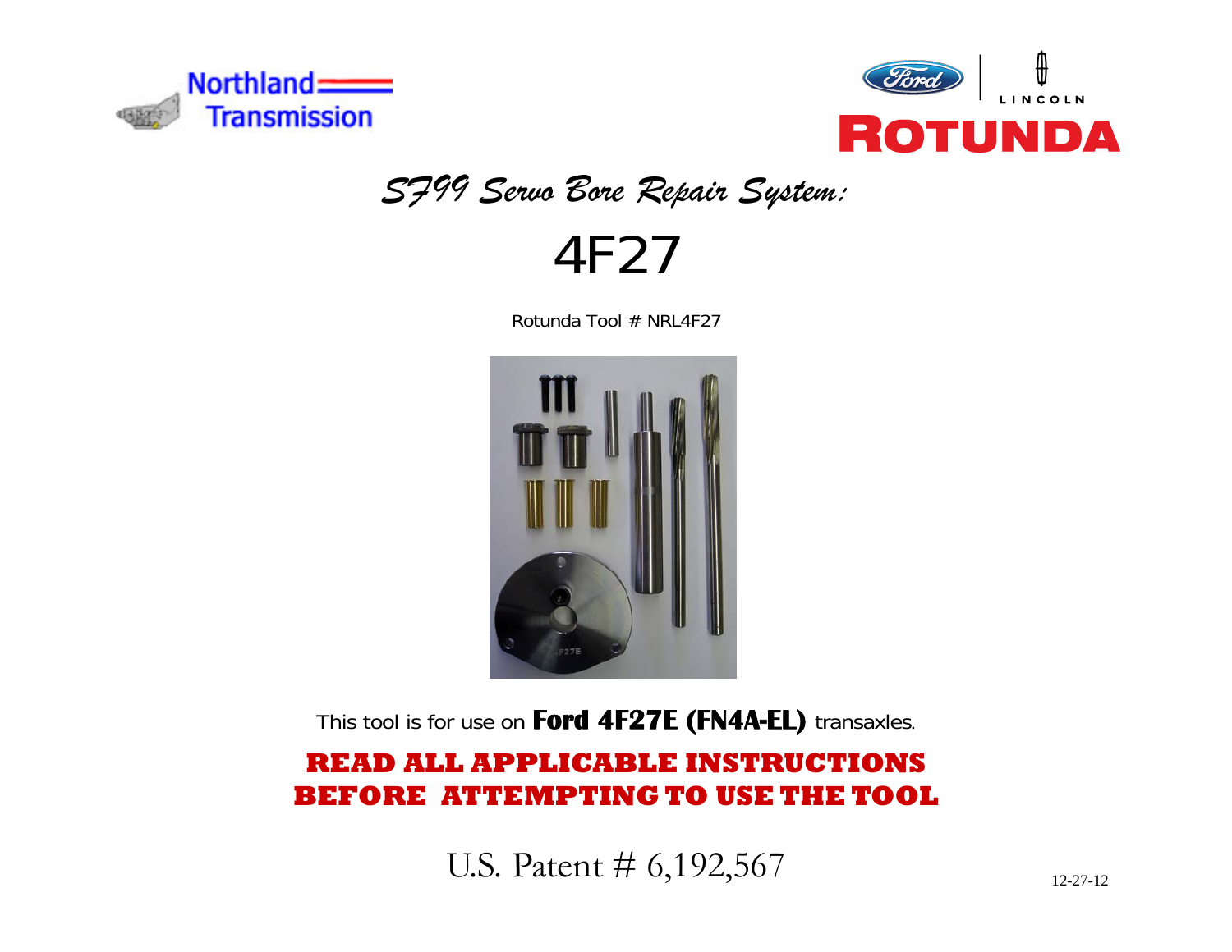Northland Transmission

ROTUNDA

# SF99 Servo Bore Repair System:

# 4F27

Rotunda Tool # NRL4F27

This tool is for use on **Ford 4F27E (FN4A-EL)** transaxles.

**READ ALL APPLICABLE INSTRUCTIONS BEFORE ATTEMPTING TO USE THE TOOL**

U.S. Patent # 6,192,567

12-27-12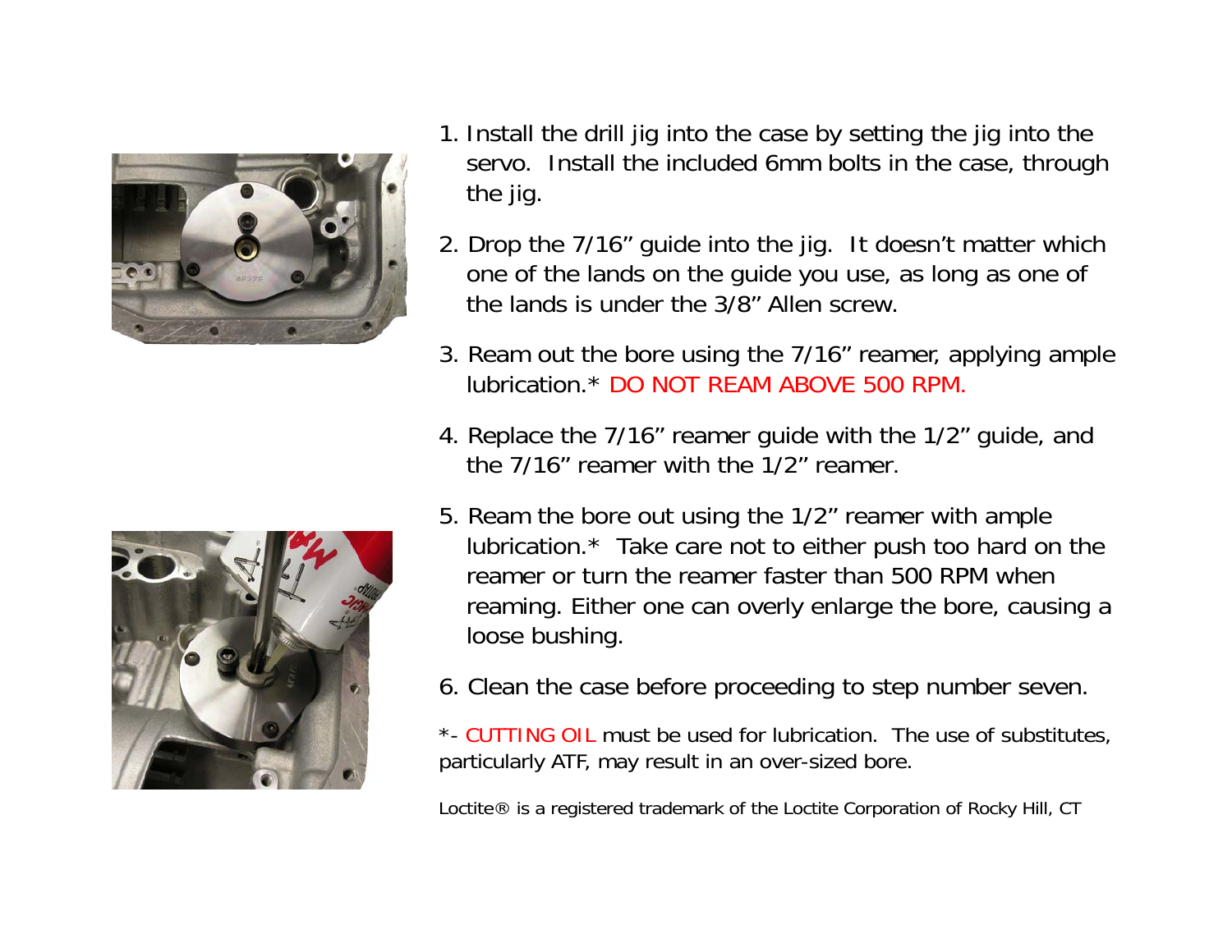1. Install the drill jig into the case by setting the jig into the servo. Install the included 6mm bolts in the case, through the jig.

2. Drop the 7/16" guide into the jig. It doesn't matter which one of the lands on the guide you use, as long as one of the lands is under the 3/8" Allen screw.

3. Ream out the bore using the 7/16" reamer, applying ample lubrication.* DO NOT REAM ABOVE 500 RPM.

4. Replace the 7/16" reamer guide with the 1/2" guide, and the 7/16" reamer with the 1/2" reamer.

5. Ream the bore out using the 1/2" reamer with ample lubrication.* Take care not to either push too hard on the reamer or turn the reamer faster than 500 RPM when reaming. Either one can overly enlarge the bore, causing a loose bushing.

6. Clean the case before proceeding to step number seven.

*- CUTTING OIL must be used for lubrication. The use of substitutes, particularly ATF, may result in an over-sized bore.

Loctite® is a registered trademark of the Loctite Corporation of Rocky Hill, CT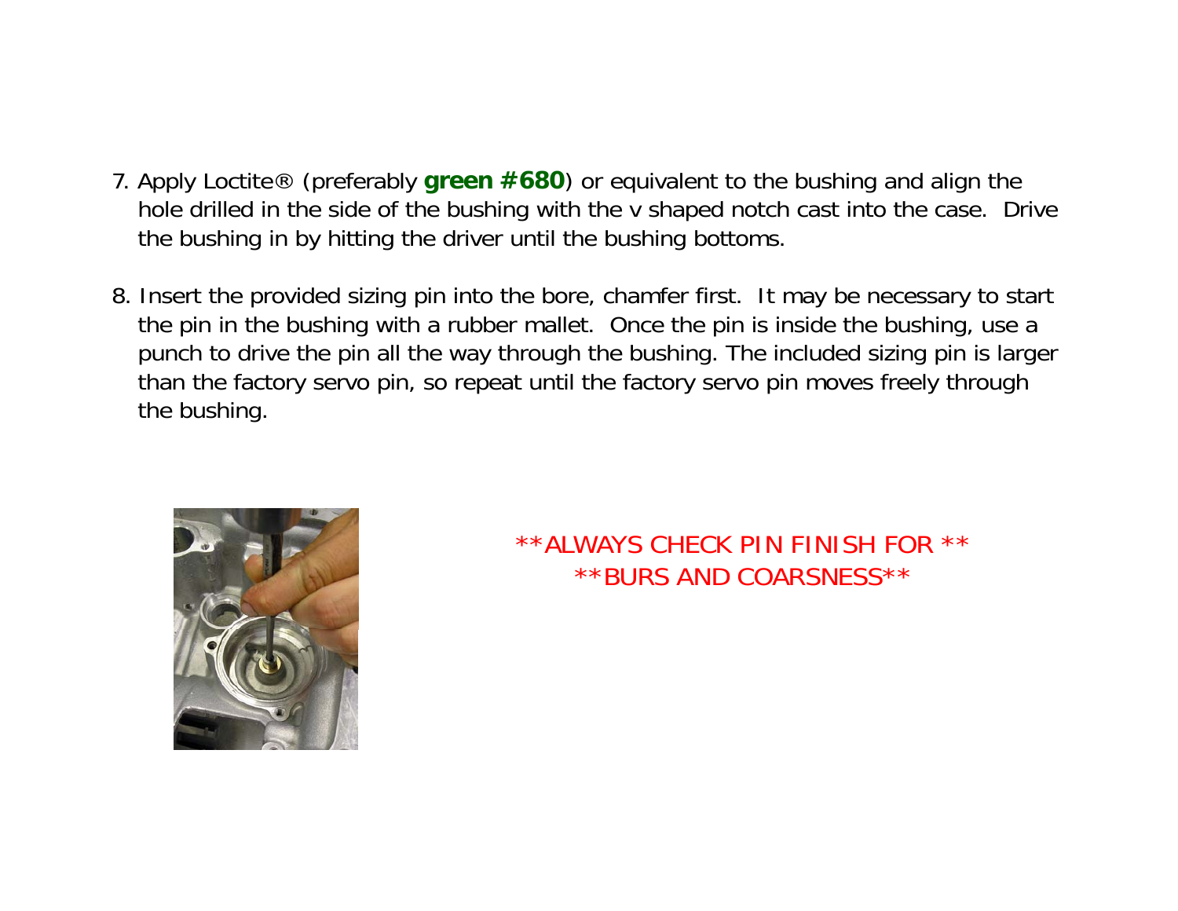7. Apply Loctite® (preferably **green #680**) or equivalent to the bushing and align the hole drilled in the side of the bushing with the v shaped notch cast into the case. Drive the bushing in by hitting the driver until the bushing bottoms.

8. Insert the provided sizing pin into the bore, chamfer first. It may be necessary to start the pin in the bushing with a rubber mallet. Once the pin is inside the bushing, use a punch to drive the pin all the way through the bushing. The included sizing pin is larger than the factory servo pin, so repeat until the factory servo pin moves freely through the bushing.

**ALWAYS CHECK PIN FINISH FOR **
**BURS AND COARSNESS**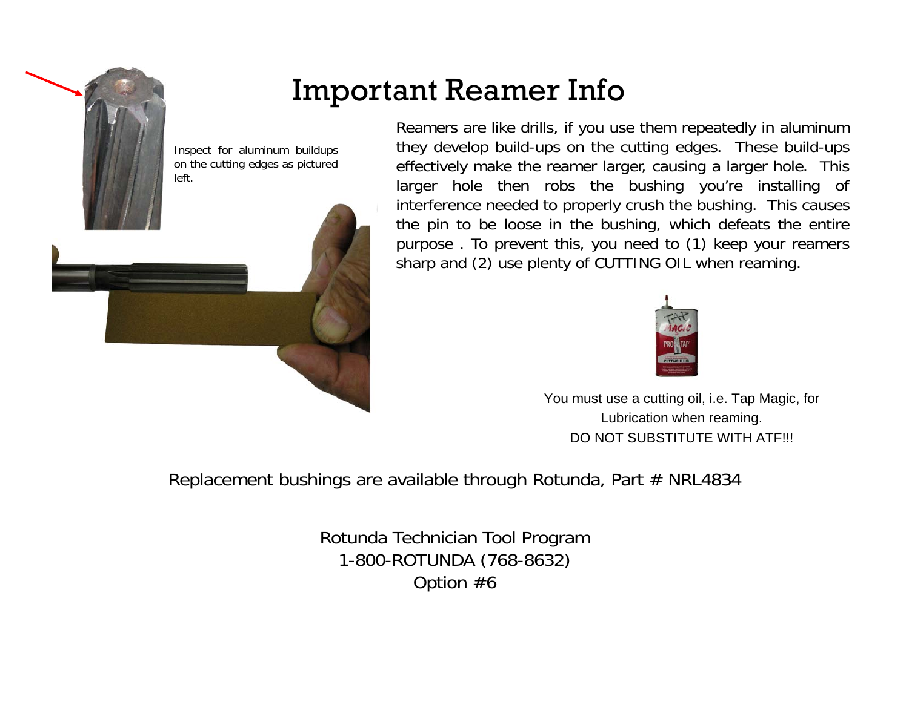# Important Reamer Info

Inspect for aluminum buildups on the cutting edges as pictured left.

Reamers are like drills, if you use them repeatedly in aluminum they develop build-ups on the cutting edges. These build-ups effectively make the reamer larger, causing a larger hole. This larger hole then robs the bushing you're installing of interference needed to properly crush the bushing. This causes the pin to be loose in the bushing, which defeats the entire purpose . To prevent this, you need to (1) keep your reamers sharp and (2) use plenty of CUTTING OIL when reaming.

You must use a cutting oil, i.e. Tap Magic, for Lubrication when reaming.
DO NOT SUBSTITUTE WITH ATF!!!

Replacement bushings are available through Rotunda, Part # NRL4834

Rotunda Technician Tool Program
1-800-ROTUNDA (768-8632)
Option #6